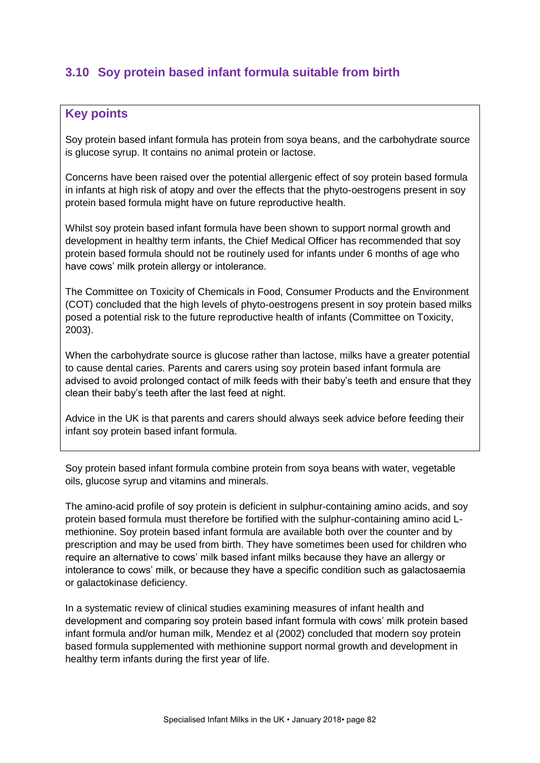## 3.10 Soy protein based infant formula suitable from birth

### Key points

Soy protein based infant formula has protein from soya beans, and the carbohydrate source is glucose syrup. It contains no animal protein or lactose.

Concerns have been raised over the potential allergenic effect of soy protein based formula in infants at high risk of atopy and over the effects that the phyto-oestrogens present in soy protein based formula might have on future reproductive health.

Whilst soy protein based infant formula have been shown to support normal growth and development in healthy term infants, the Chief Medical Officer has recommended that soy protein based formula should not be routinely used for infants under 6 months of age who have cows' milk protein allergy or intolerance.

The Committee on Toxicity of Chemicals in Food, Consumer Products and the Environment (COT) concluded that the high levels of phyto-oestrogens present in soy protein based milks posed a potential risk to the future reproductive health of infants (Committee on Toxicity, 2003).

When the carbohydrate source is glucose rather than lactose, milks have a greater potential to cause dental caries. Parents and carers using soy protein based infant formula are advised to avoid prolonged contact of milk feeds with their baby's teeth and ensure that they clean their baby's teeth after the last feed at night.

Advice in the UK is that parents and carers should always seek advice before feeding their infant soy protein based infant formula.

Soy protein based infant formula combine protein from soya beans with water, vegetable oils, glucose syrup and vitamins and minerals.

The amino-acid profile of soy protein is deficient in sulphur-containing amino acids, and soy protein based formula must therefore be fortified with the sulphur-containing amino acid L-methionine. Soy protein based infant formula are available both over the counter and by prescription and may be used from birth. They have sometimes been used for children who require an alternative to cows' milk based infant milks because they have an allergy or intolerance to cows' milk, or because they have a specific condition such as galactosaemia or galactokinase deficiency.

In a systematic review of clinical studies examining measures of infant health and development and comparing soy protein based infant formula with cows' milk protein based infant formula and/or human milk, Mendez et al (2002) concluded that modern soy protein based formula supplemented with methionine support normal growth and development in healthy term infants during the first year of life.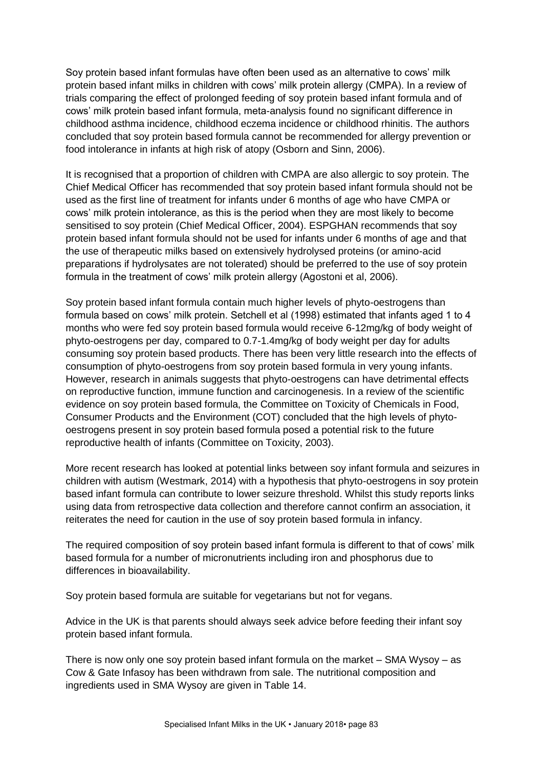Soy protein based infant formulas have often been used as an alternative to cows' milk protein based infant milks in children with cows' milk protein allergy (CMPA). In a review of trials comparing the effect of prolonged feeding of soy protein based infant formula and of cows' milk protein based infant formula, meta-analysis found no significant difference in childhood asthma incidence, childhood eczema incidence or childhood rhinitis. The authors concluded that soy protein based formula cannot be recommended for allergy prevention or food intolerance in infants at high risk of atopy (Osborn and Sinn, 2006).

It is recognised that a proportion of children with CMPA are also allergic to soy protein. The Chief Medical Officer has recommended that soy protein based infant formula should not be used as the first line of treatment for infants under 6 months of age who have CMPA or cows' milk protein intolerance, as this is the period when they are most likely to become sensitised to soy protein (Chief Medical Officer, 2004). ESPGHAN recommends that soy protein based infant formula should not be used for infants under 6 months of age and that the use of therapeutic milks based on extensively hydrolysed proteins (or amino-acid preparations if hydrolysates are not tolerated) should be preferred to the use of soy protein formula in the treatment of cows' milk protein allergy (Agostoni et al, 2006).

Soy protein based infant formula contain much higher levels of phyto-oestrogens than formula based on cows' milk protein. Setchell et al (1998) estimated that infants aged 1 to 4 months who were fed soy protein based formula would receive 6-12mg/kg of body weight of phyto-oestrogens per day, compared to 0.7-1.4mg/kg of body weight per day for adults consuming soy protein based products. There has been very little research into the effects of consumption of phyto-oestrogens from soy protein based formula in very young infants. However, research in animals suggests that phyto-oestrogens can have detrimental effects on reproductive function, immune function and carcinogenesis. In a review of the scientific evidence on soy protein based formula, the Committee on Toxicity of Chemicals in Food, Consumer Products and the Environment (COT) concluded that the high levels of phyto-oestrogens present in soy protein based formula posed a potential risk to the future reproductive health of infants (Committee on Toxicity, 2003).

More recent research has looked at potential links between soy infant formula and seizures in children with autism (Westmark, 2014) with a hypothesis that phyto-oestrogens in soy protein based infant formula can contribute to lower seizure threshold. Whilst this study reports links using data from retrospective data collection and therefore cannot confirm an association, it reiterates the need for caution in the use of soy protein based formula in infancy.

The required composition of soy protein based infant formula is different to that of cows' milk based formula for a number of micronutrients including iron and phosphorus due to differences in bioavailability.

Soy protein based formula are suitable for vegetarians but not for vegans.

Advice in the UK is that parents should always seek advice before feeding their infant soy protein based infant formula.

There is now only one soy protein based infant formula on the market – SMA Wysoy – as Cow & Gate Infasoy has been withdrawn from sale. The nutritional composition and ingredients used in SMA Wysoy are given in Table 14.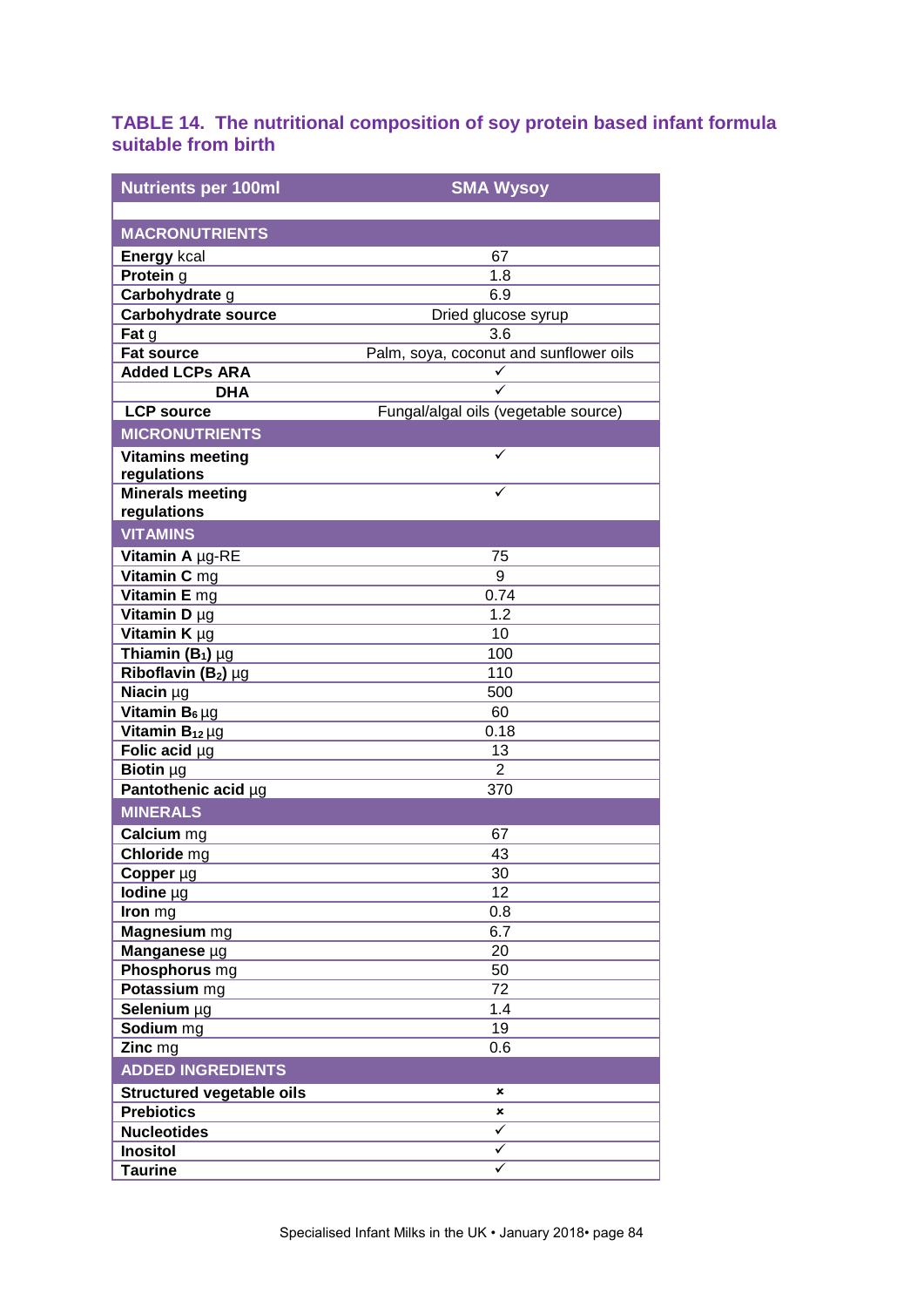### TABLE 14. The nutritional composition of soy protein based infant formula suitable from birth

| Nutrients per 100ml | SMA Wysoy |
|---|---|
| | |
| **MACRONUTRIENTS** | |
| **Energy** kcal | 67 |
| **Protein** g | 1.8 |
| **Carbohydrate** g | 6.9 |
| **Carbohydrate source** | Dried glucose syrup |
| **Fat** g | 3.6 |
| **Fat source** | Palm, soya, coconut and sunflower oils |
| **Added LCPs ARA** | ✓ |
| **DHA** | ✓ |
| **LCP source** | Fungal/algal oils (vegetable source) |
| **MICRONUTRIENTS** | |
| **Vitamins meeting regulations** | ✓ |
| **Minerals meeting regulations** | ✓ |
| **VITAMINS** | |
| **Vitamin A** µg-RE | 75 |
| **Vitamin C** mg | 9 |
| **Vitamin E** mg | 0.74 |
| **Vitamin D** µg | 1.2 |
| **Vitamin K** µg | 10 |
| **Thiamin ($B_1$)** µg | 100 |
| **Riboflavin ($B_2$)** µg | 110 |
| **Niacin** µg | 500 |
| **Vitamin $B_6$** µg | 60 |
| **Vitamin $B_{12}$** µg | 0.18 |
| **Folic acid** µg | 13 |
| **Biotin** µg | 2 |
| **Pantothenic acid** µg | 370 |
| **MINERALS** | |
| **Calcium** mg | 67 |
| **Chloride** mg | 43 |
| **Copper** µg | 30 |
| **Iodine** µg | 12 |
| **Iron** mg | 0.8 |
| **Magnesium** mg | 6.7 |
| **Manganese** µg | 20 |
| **Phosphorus** mg | 50 |
| **Potassium** mg | 72 |
| **Selenium** µg | 1.4 |
| **Sodium** mg | 19 |
| **Zinc** mg | 0.6 |
| **ADDED INGREDIENTS** | |
| **Structured vegetable oils** | × |
| **Prebiotics** | × |
| **Nucleotides** | ✓ |
| **Inositol** | ✓ |
| **Taurine** | ✓ |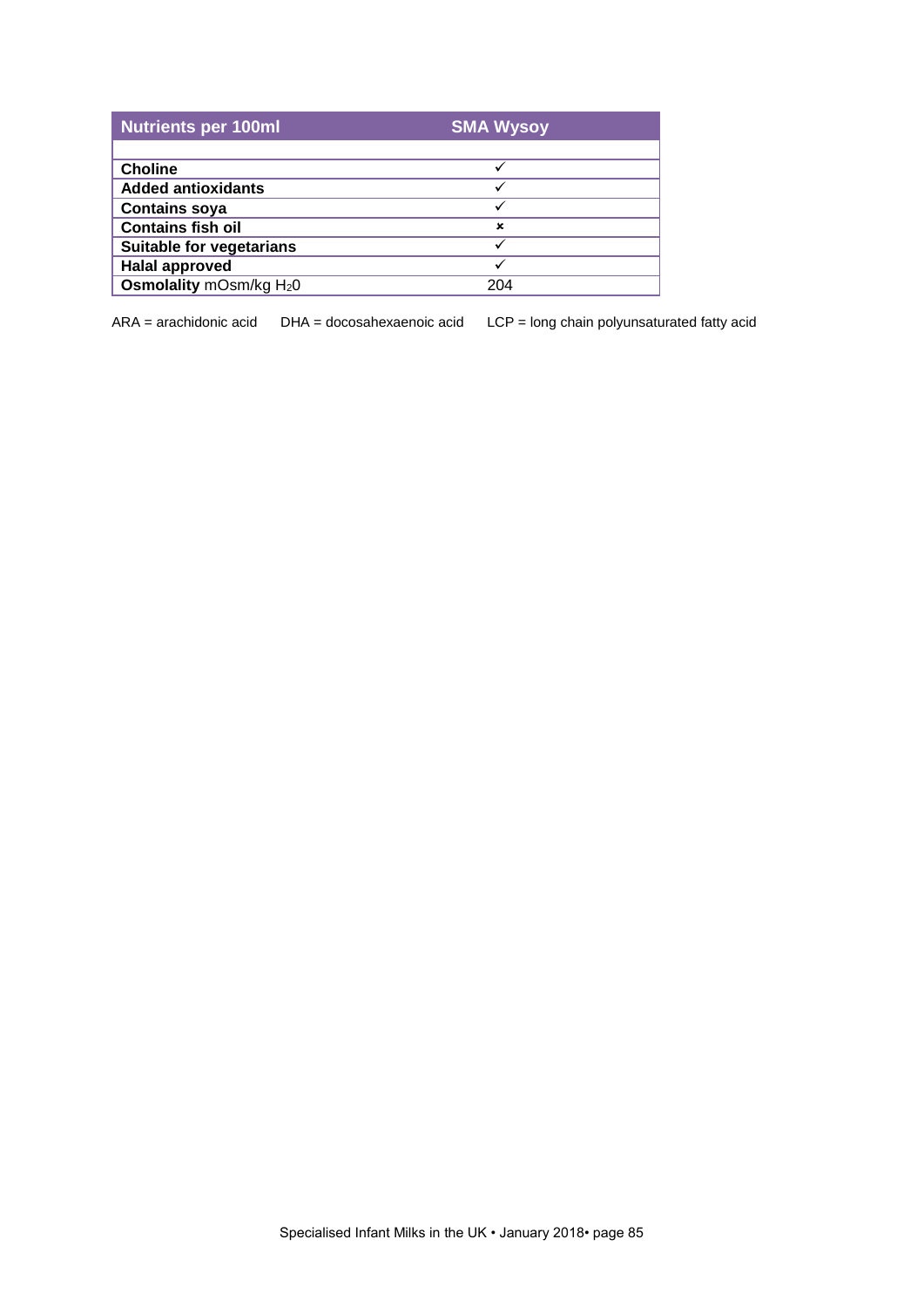| Nutrients per 100ml | SMA Wysoy |
|---|---|
| | |
| **Choline** | ✓ |
| **Added antioxidants** | ✓ |
| **Contains soya** | ✓ |
| **Contains fish oil** | × |
| **Suitable for vegetarians** | ✓ |
| **Halal approved** | ✓ |
| **Osmolality** mOsm/kg $H_2 0$ | 204 |

ARA = arachidonic acid DHA = docosahexaenoic acid LCP = long chain polyunsaturated fatty acid